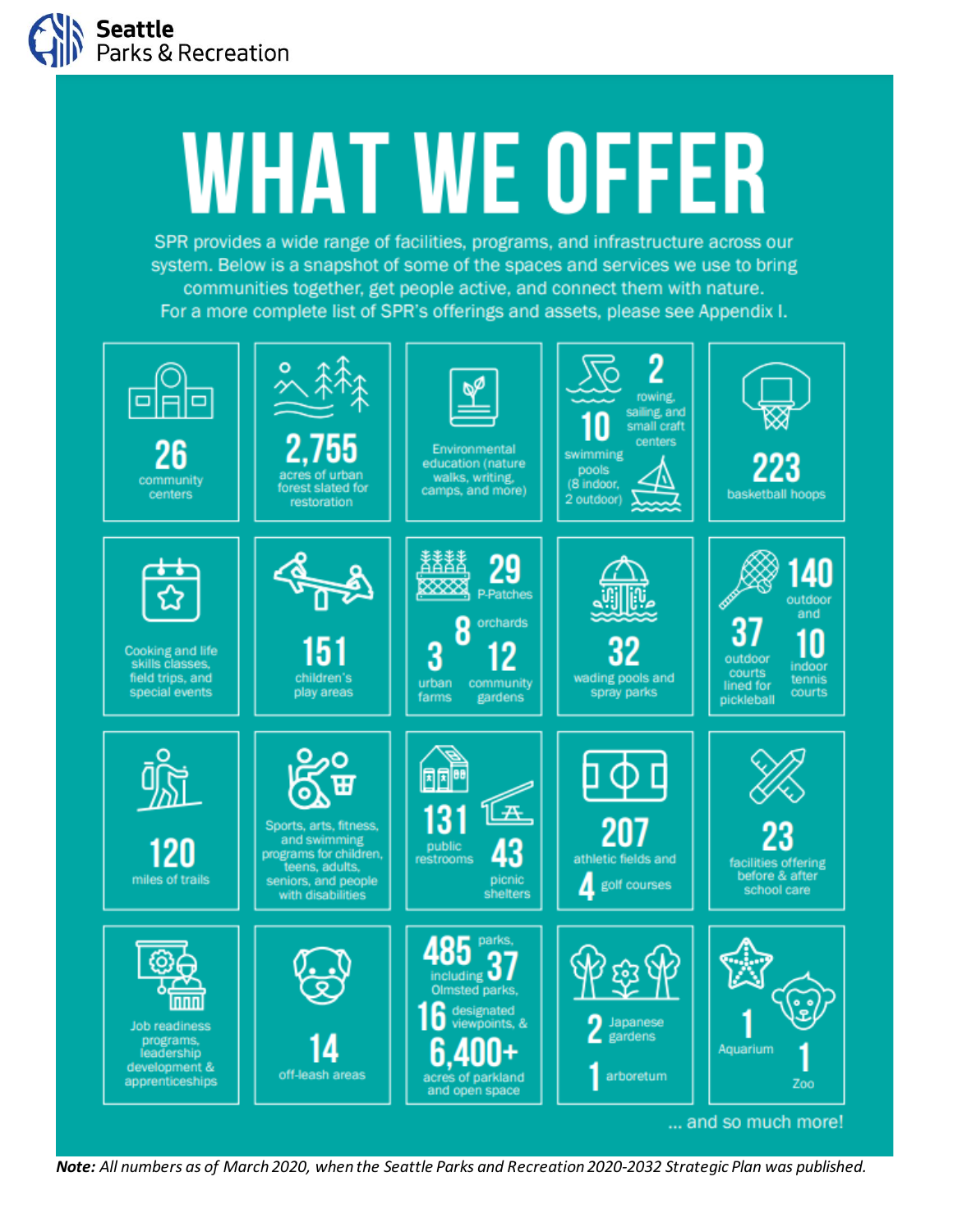**Seattle**
Parks & Recreation

# WHAT WE OFFER

SPR provides a wide range of facilities, programs, and infrastructure across our system. Below is a snapshot of some of the spaces and services we use to bring communities together, get people active, and connect them with nature. For a more complete list of SPR's offerings and assets, please see Appendix I.

- **26** community centers
- **2,755** acres of urban forest slated for restoration
- Environmental education (nature walks, writing, camps, and more)
- **10** swimming pools (8 indoor, 2 outdoor); **2** rowing, sailing, and small craft centers
- **223** basketball hoops
- Cooking and life skills classes, field trips, and special events
- **151** children's play areas
- **29** P-Patches; **8** orchards; **3** urban farms; **12** community gardens
- **32** wading pools and spray parks
- **140** outdoor and **10** indoor tennis courts; **37** outdoor courts lined for pickleball
- **120** miles of trails
- Sports, arts, fitness, and swimming programs for children, teens, adults, seniors, and people with disabilities
- **131** public restrooms; **43** picnic shelters
- **207** athletic fields and **4** golf courses
- **23** facilities offering before & after school care
- Job readiness programs, leadership development & apprenticeships
- **14** off-leash areas
- **485** parks, including **37** Olmsted parks, **16** designated viewpoints, & **6,400+** acres of parkland and open space
- **2** Japanese gardens; **1** arboretum
- **1** Aquarium; **1** Zoo

... and so much more!

***Note:*** *All numbers as of March 2020, when the Seattle Parks and Recreation 2020-2032 Strategic Plan was published.*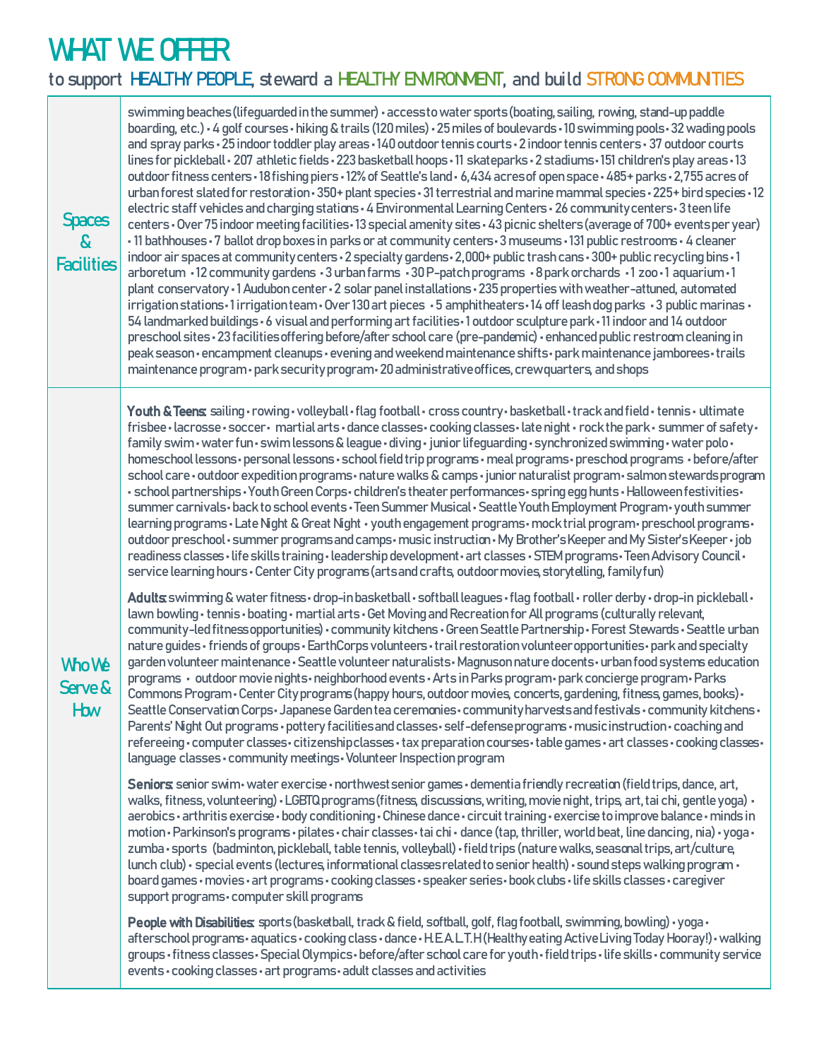# WHAT WE OFFER

## to support HEALTHY PEOPLE, steward a HEALTHY ENVIRONMENT, and build STRONG COMMUNITIES

| | |
|---|---|
| Spaces & Facilities | swimming beaches (lifeguarded in the summer) • access to water sports (boating, sailing, rowing, stand-up paddle boarding, etc.) • 4 golf courses • hiking & trails (120 miles) • 25 miles of boulevards • 10 swimming pools • 32 wading pools and spray parks • 25 indoor toddler play areas • 140 outdoor tennis courts • 2 indoor tennis centers • 37 outdoor courts lines for pickleball • 207 athletic fields • 223 basketball hoops • 11 skateparks • 2 stadiums • 151 children's play areas • 13 outdoor fitness centers • 18 fishing piers • 12% of Seattle's land • 6,434 acres of open space • 485+ parks • 2,755 acres of urban forest slated for restoration • 350+ plant species • 31 terrestrial and marine mammal species • 225+ bird species • 12 electric staff vehicles and charging stations • 4 Environmental Learning Centers • 26 community centers • 3 teen life centers • Over 75 indoor meeting facilities • 13 special amenity sites • 43 picnic shelters (average of 700+ events per year) • 11 bathhouses • 7 ballot drop boxes in parks or at community centers • 3 museums • 131 public restrooms • 4 cleaner indoor air spaces at community centers • 2 specialty gardens • 2,000+ public trash cans • 300+ public recycling bins • 1 arboretum • 12 community gardens • 3 urban farms • 30 P-patch programs • 8 park orchards • 1 zoo • 1 aquarium • 1 plant conservatory • 1 Audubon center • 2 solar panel installations • 235 properties with weather-attuned, automated irrigation stations • 1 irrigation team • Over 130 art pieces • 5 amphitheaters • 14 off leash dog parks • 3 public marinas • 54 landmarked buildings • 6 visual and performing art facilities • 1 outdoor sculpture park • 11 indoor and 14 outdoor preschool sites • 23 facilities offering before/after school care (pre-pandemic) • enhanced public restroom cleaning in peak season • encampment cleanups • evening and weekend maintenance shifts • park maintenance jamborees • trails maintenance program • park security program • 20 administrative offices, crew quarters, and shops |
| Who We Serve & How | **Youth & Teens:** sailing • rowing • volleyball • flag football • cross country • basketball • track and field • tennis • ultimate frisbee • lacrosse • soccer • martial arts • dance classes • cooking classes • late night • rock the park • summer of safety • family swim • water fun • swim lessons & league • diving • junior lifeguarding • synchronized swimming • water polo • homeschool lessons • personal lessons • school field trip programs • meal programs • preschool programs • before/after school care • outdoor expedition programs • nature walks & camps • junior naturalist program • salmon stewards program • school partnerships • Youth Green Corps • children's theater performances • spring egg hunts • Halloween festivities • summer carnivals • back to school events • Teen Summer Musical • Seattle Youth Employment Program • youth summer learning programs • Late Night & Great Night • youth engagement programs • mock trial program • preschool programs • outdoor preschool • summer programs and camps • music instruction • My Brother's Keeper and My Sister's Keeper • job readiness classes • life skills training • leadership development • art classes • STEM programs • Teen Advisory Council • service learning hours • Center City programs (arts and crafts, outdoor movies, storytelling, family fun)<br><br>**Adults:** swimming & water fitness • drop-in basketball • softball leagues • flag football • roller derby • drop-in pickleball • lawn bowling • tennis • boating • martial arts • Get Moving and Recreation for All programs (culturally relevant, community-led fitness opportunities) • community kitchens • Green Seattle Partnership • Forest Stewards • Seattle urban nature guides • friends of groups • EarthCorps volunteers • trail restoration volunteer opportunities • park and specialty garden volunteer maintenance • Seattle volunteer naturalists • Magnuson nature docents • urban food systems education programs • outdoor movie nights • neighborhood events • Arts in Parks program • park concierge program • Parks Commons Program • Center City programs (happy hours, outdoor movies, concerts, gardening, fitness, games, books) • Seattle Conservation Corps • Japanese Garden tea ceremonies • community harvests and festivals • community kitchens • Parents' Night Out programs • pottery facilities and classes • self-defense programs • music instruction • coaching and refereeing • computer classes • citizenship classes • tax preparation courses • table games • art classes • cooking classes • language classes • community meetings • Volunteer Inspection program<br><br>**Seniors:** senior swim • water exercise • northwest senior games • dementia friendly recreation (field trips, dance, art, walks, fitness, volunteering) • LGBTQ programs (fitness, discussions, writing, movie night, trips, art, tai chi, gentle yoga) • aerobics • arthritis exercise • body conditioning • Chinese dance • circuit training • exercise to improve balance • minds in motion • Parkinson's programs • pilates • chair classes • tai chi • dance (tap, thriller, world beat, line dancing, nia) • yoga • zumba • sports (badminton, pickleball, table tennis, volleyball) • field trips (nature walks, seasonal trips, art/culture, lunch club) • special events (lectures, informational classes related to senior health) • sound steps walking program • board games • movies • art programs • cooking classes • speaker series • book clubs • life skills classes • caregiver support programs • computer skill programs<br><br>**People with Disabilities:** sports (basketball, track & field, softball, golf, flag football, swimming, bowling) • yoga • afterschool programs • aquatics • cooking class • dance • H.E.A.L.T.H (Healthy eating Active Living Today Hooray!) • walking groups • fitness classes • Special Olympics • before/after school care for youth • field trips • life skills • community service events • cooking classes • art programs • adult classes and activities |